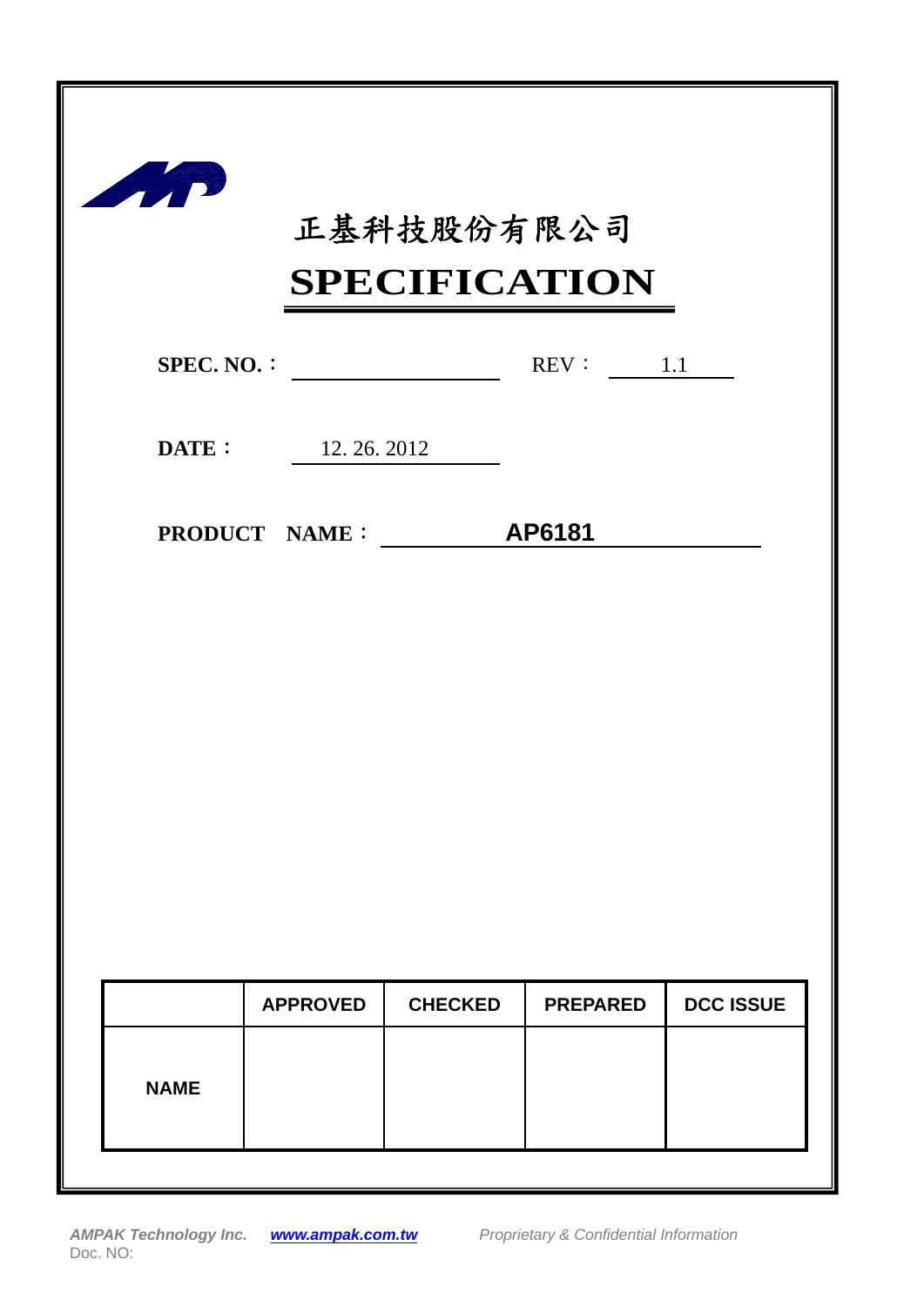# 正基科技股份有限公司

# SPECIFICATION

**SPEC. NO.：** \_\_\_\_\_\_\_\_\_\_ REV： 1.1

**DATE：** 12. 26. 2012

**PRODUCT NAME：** **AP6181**

| | APPROVED | CHECKED | PREPARED | DCC ISSUE |
|---|---|---|---|---|
| NAME | | | | |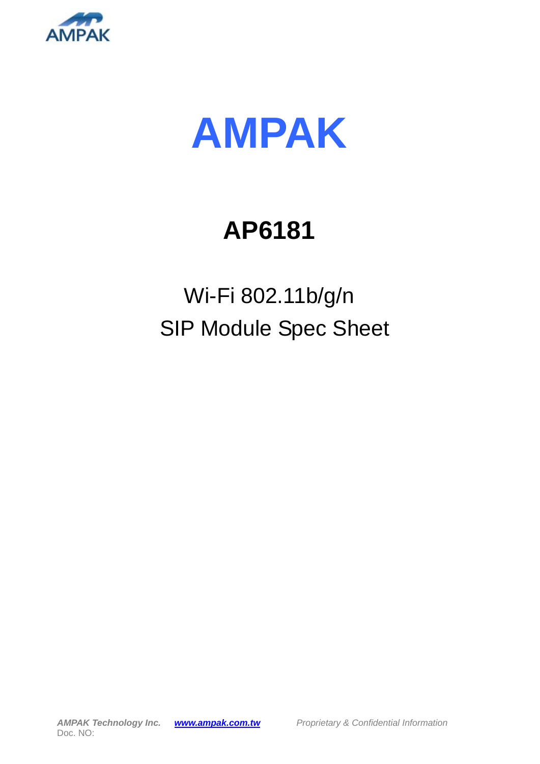# AMPAK

## AP6181

Wi-Fi 802.11b/g/n

SIP Module Spec Sheet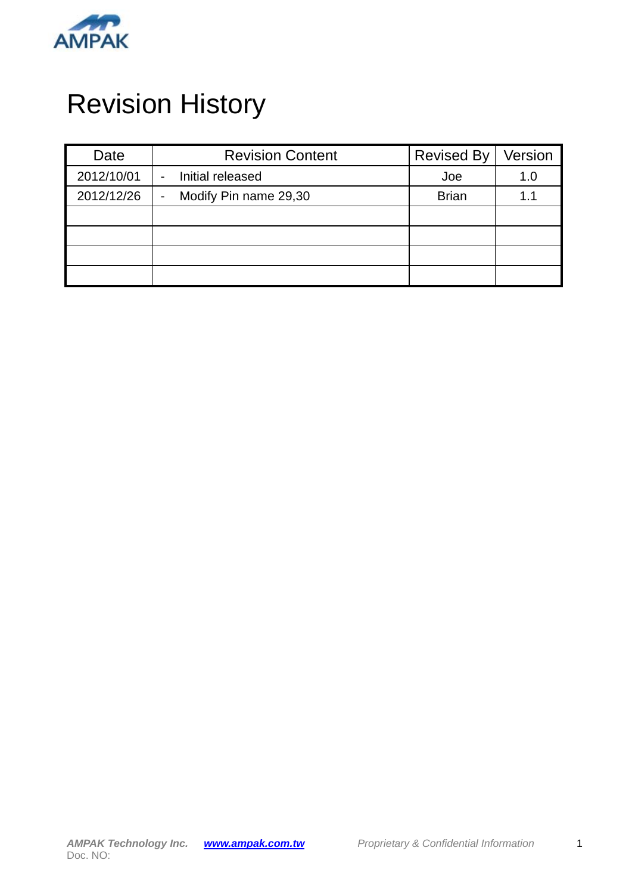# Revision History

| Date | Revision Content | Revised By | Version |
|---|---|---|---|
| 2012/10/01 | - Initial released | Joe | 1.0 |
| 2012/12/26 | - Modify Pin name 29,30 | Brian | 1.1 |
| | | | |
| | | | |
| | | | |
| | | | |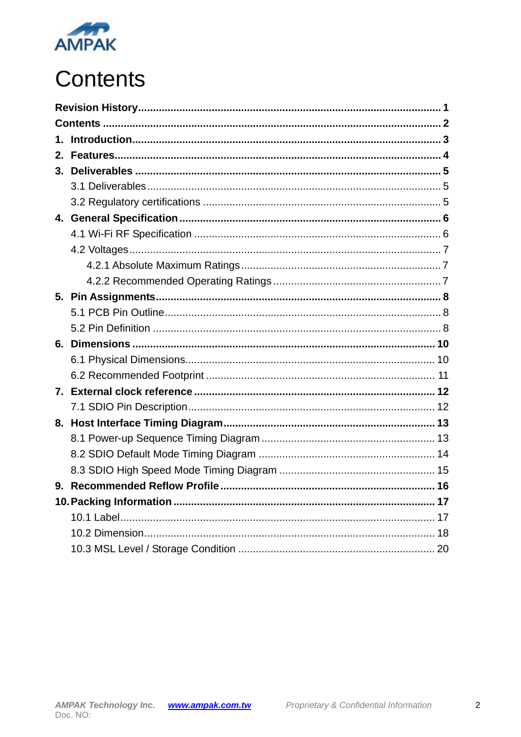# Contents

**Revision History** ..................................................... **1**
**Contents** ..................................................... **2**
**1. Introduction** ..................................................... **3**
**2. Features** ..................................................... **4**
**3. Deliverables** ..................................................... **5**
 3.1 Deliverables ..................................................... 5
 3.2 Regulatory certifications ..................................................... 5
**4. General Specification** ..................................................... **6**
 4.1 Wi-Fi RF Specification ..................................................... 6
 4.2 Voltages ..................................................... 7
  4.2.1 Absolute Maximum Ratings ..................................................... 7
  4.2.2 Recommended Operating Ratings ..................................................... 7
**5. Pin Assignments** ..................................................... **8**
 5.1 PCB Pin Outline ..................................................... 8
 5.2 Pin Definition ..................................................... 8
**6. Dimensions** ..................................................... **10**
 6.1 Physical Dimensions ..................................................... 10
 6.2 Recommended Footprint ..................................................... 11
**7. External clock reference** ..................................................... **12**
 7.1 SDIO Pin Description ..................................................... 12
**8. Host Interface Timing Diagram** ..................................................... **13**
 8.1 Power-up Sequence Timing Diagram ..................................................... 13
 8.2 SDIO Default Mode Timing Diagram ..................................................... 14
 8.3 SDIO High Speed Mode Timing Diagram ..................................................... 15
**9. Recommended Reflow Profile** ..................................................... **16**
**10. Packing Information** ..................................................... **17**
 10.1 Label ..................................................... 17
 10.2 Dimension ..................................................... 18
 10.3 MSL Level / Storage Condition ..................................................... 20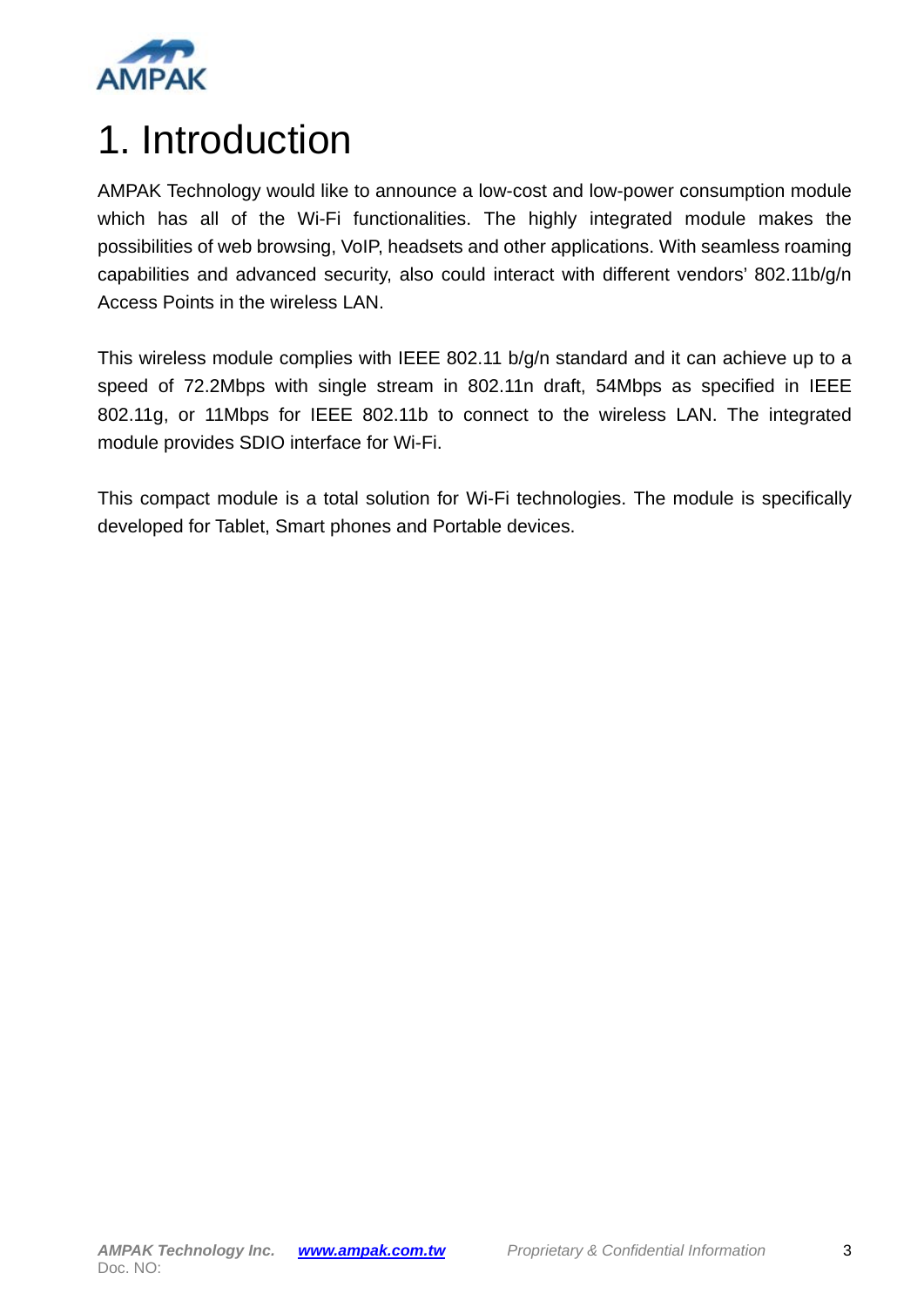# 1. Introduction

AMPAK Technology would like to announce a low-cost and low-power consumption module which has all of the Wi-Fi functionalities. The highly integrated module makes the possibilities of web browsing, VoIP, headsets and other applications. With seamless roaming capabilities and advanced security, also could interact with different vendors' 802.11b/g/n Access Points in the wireless LAN.

This wireless module complies with IEEE 802.11 b/g/n standard and it can achieve up to a speed of 72.2Mbps with single stream in 802.11n draft, 54Mbps as specified in IEEE 802.11g, or 11Mbps for IEEE 802.11b to connect to the wireless LAN. The integrated module provides SDIO interface for Wi-Fi.

This compact module is a total solution for Wi-Fi technologies. The module is specifically developed for Tablet, Smart phones and Portable devices.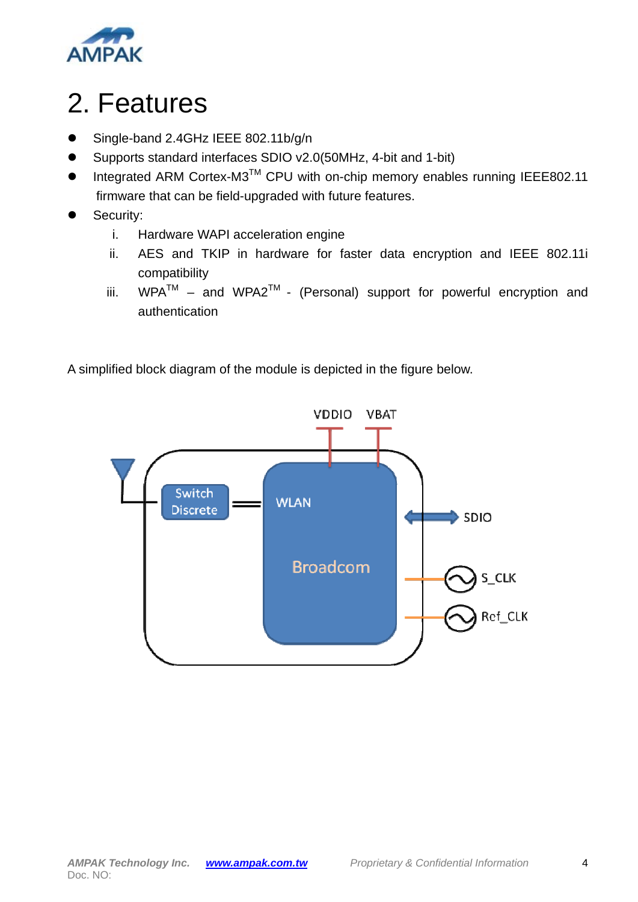# 2. Features

- Single-band 2.4GHz IEEE 802.11b/g/n
- Supports standard interfaces SDIO v2.0(50MHz, 4-bit and 1-bit)
- Integrated ARM Cortex-M3™ CPU with on-chip memory enables running IEEE802.11 firmware that can be field-upgraded with future features.
- Security:
    i. Hardware WAPI acceleration engine
    ii. AES and TKIP in hardware for faster data encryption and IEEE 802.11i compatibility
    iii. WPA™ – and WPA2™ - (Personal) support for powerful encryption and authentication

A simplified block diagram of the module is depicted in the figure below.

VDDIO VBAT

Switch Discrete

WLAN

Broadcom

SDIO

S_CLK

Ref_CLK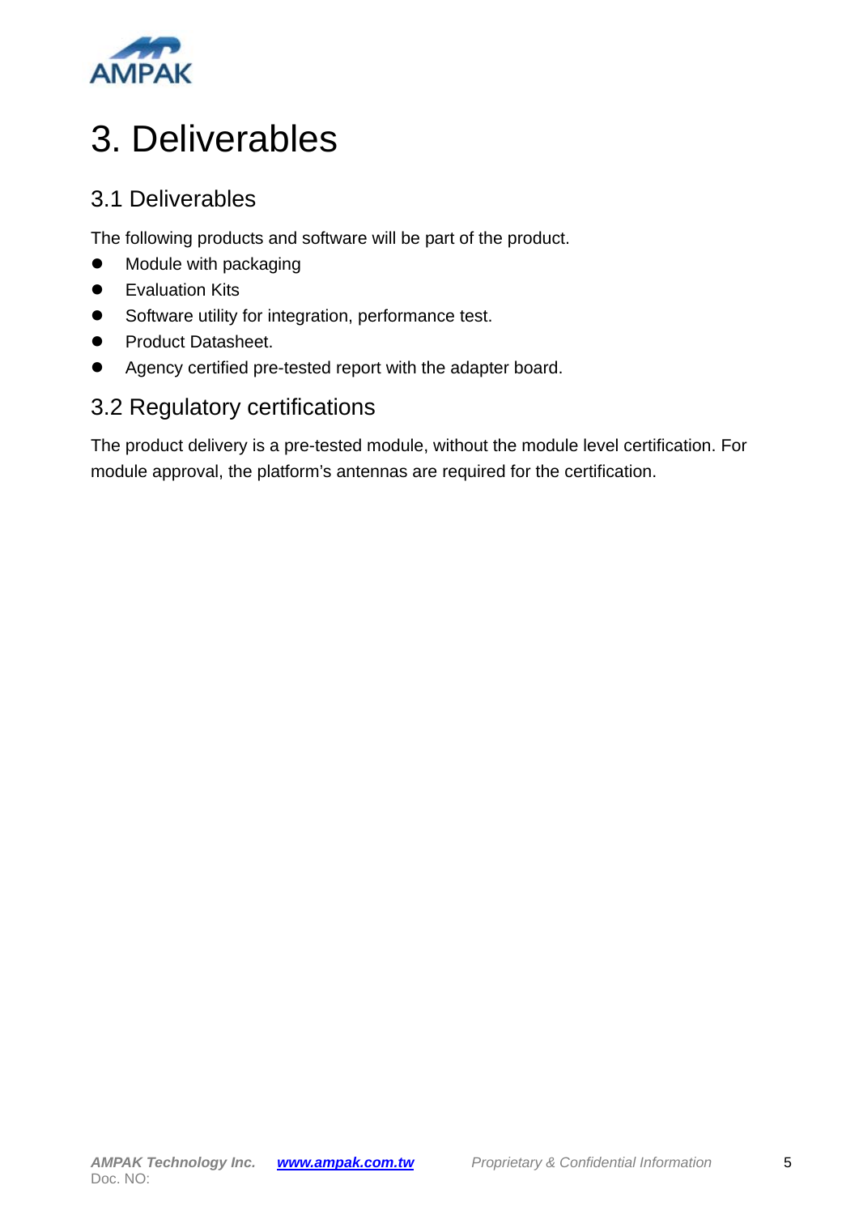# 3. Deliverables

## 3.1 Deliverables

The following products and software will be part of the product.

- Module with packaging
- Evaluation Kits
- Software utility for integration, performance test.
- Product Datasheet.
- Agency certified pre-tested report with the adapter board.

## 3.2 Regulatory certifications

The product delivery is a pre-tested module, without the module level certification. For module approval, the platform's antennas are required for the certification.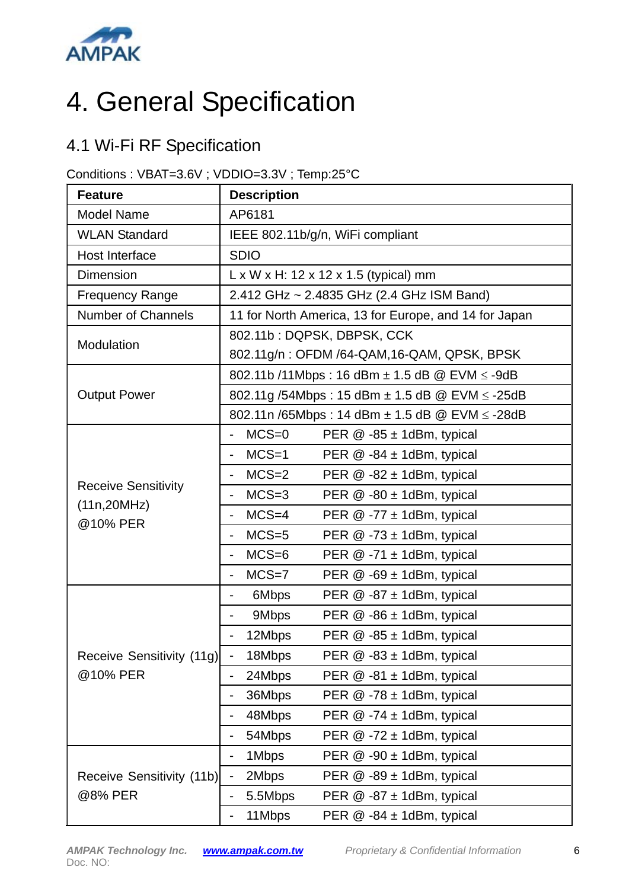# 4. General Specification

## 4.1 Wi-Fi RF Specification

Conditions : VBAT=3.6V ; VDDIO=3.3V ; Temp:25°C

| Feature | Description |
|---|---|
| Model Name | AP6181 |
| WLAN Standard | IEEE 802.11b/g/n, WiFi compliant |
| Host Interface | SDIO |
| Dimension | L x W x H: 12 x 12 x 1.5 (typical) mm |
| Frequency Range | 2.412 GHz ~ 2.4835 GHz (2.4 GHz ISM Band) |
| Number of Channels | 11 for North America, 13 for Europe, and 14 for Japan |
| Modulation | 802.11b : DQPSK, DBPSK, CCK |
| | 802.11g/n : OFDM /64-QAM,16-QAM, QPSK, BPSK |
| Output Power | 802.11b /11Mbps : 16 dBm ± 1.5 dB @ EVM ≤ -9dB |
| | 802.11g /54Mbps : 15 dBm ± 1.5 dB @ EVM ≤ -25dB |
| | 802.11n /65Mbps : 14 dBm ± 1.5 dB @ EVM ≤ -28dB |
| Receive Sensitivity (11n,20MHz) @10% PER | - MCS=0 PER @ -85 ± 1dBm, typical |
| | - MCS=1 PER @ -84 ± 1dBm, typical |
| | - MCS=2 PER @ -82 ± 1dBm, typical |
| | - MCS=3 PER @ -80 ± 1dBm, typical |
| | - MCS=4 PER @ -77 ± 1dBm, typical |
| | - MCS=5 PER @ -73 ± 1dBm, typical |
| | - MCS=6 PER @ -71 ± 1dBm, typical |
| | - MCS=7 PER @ -69 ± 1dBm, typical |
| Receive Sensitivity (11g) @10% PER | - 6Mbps PER @ -87 ± 1dBm, typical |
| | - 9Mbps PER @ -86 ± 1dBm, typical |
| | - 12Mbps PER @ -85 ± 1dBm, typical |
| | - 18Mbps PER @ -83 ± 1dBm, typical |
| | - 24Mbps PER @ -81 ± 1dBm, typical |
| | - 36Mbps PER @ -78 ± 1dBm, typical |
| | - 48Mbps PER @ -74 ± 1dBm, typical |
| | - 54Mbps PER @ -72 ± 1dBm, typical |
| Receive Sensitivity (11b) @8% PER | - 1Mbps PER @ -90 ± 1dBm, typical |
| | - 2Mbps PER @ -89 ± 1dBm, typical |
| | - 5.5Mbps PER @ -87 ± 1dBm, typical |
| | - 11Mbps PER @ -84 ± 1dBm, typical |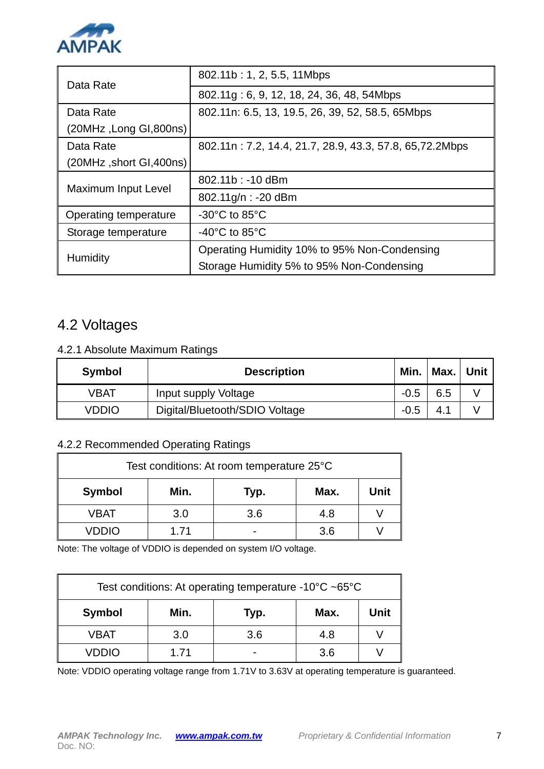| | |
|---|---|
| Data Rate | 802.11b : 1, 2, 5.5, 11Mbps |
| | 802.11g : 6, 9, 12, 18, 24, 36, 48, 54Mbps |
| Data Rate (20MHz ,Long GI,800ns) | 802.11n: 6.5, 13, 19.5, 26, 39, 52, 58.5, 65Mbps |
| Data Rate (20MHz ,short GI,400ns) | 802.11n : 7.2, 14.4, 21.7, 28.9, 43.3, 57.8, 65,72.2Mbps |
| Maximum Input Level | 802.11b : -10 dBm |
| | 802.11g/n : -20 dBm |
| Operating temperature | -30°C to 85°C |
| Storage temperature | -40°C to 85°C |
| Humidity | Operating Humidity 10% to 95% Non-Condensing<br>Storage Humidity 5% to 95% Non-Condensing |

## 4.2 Voltages

### 4.2.1 Absolute Maximum Ratings

| Symbol | Description | Min. | Max. | Unit |
|---|---|---|---|---|
| VBAT | Input supply Voltage | -0.5 | 6.5 | V |
| VDDIO | Digital/Bluetooth/SDIO Voltage | -0.5 | 4.1 | V |

### 4.2.2 Recommended Operating Ratings

| Test conditions: At room temperature 25°C | | | | |
|---|---|---|---|---|
| **Symbol** | **Min.** | **Typ.** | **Max.** | **Unit** |
| VBAT | 3.0 | 3.6 | 4.8 | V |
| VDDIO | 1.71 | - | 3.6 | V |

Note: The voltage of VDDIO is depended on system I/O voltage.

| Test conditions: At operating temperature -10°C ~65°C | | | | |
|---|---|---|---|---|
| **Symbol** | **Min.** | **Typ.** | **Max.** | **Unit** |
| VBAT | 3.0 | 3.6 | 4.8 | V |
| VDDIO | 1.71 | - | 3.6 | V |

Note: VDDIO operating voltage range from 1.71V to 3.63V at operating temperature is guaranteed.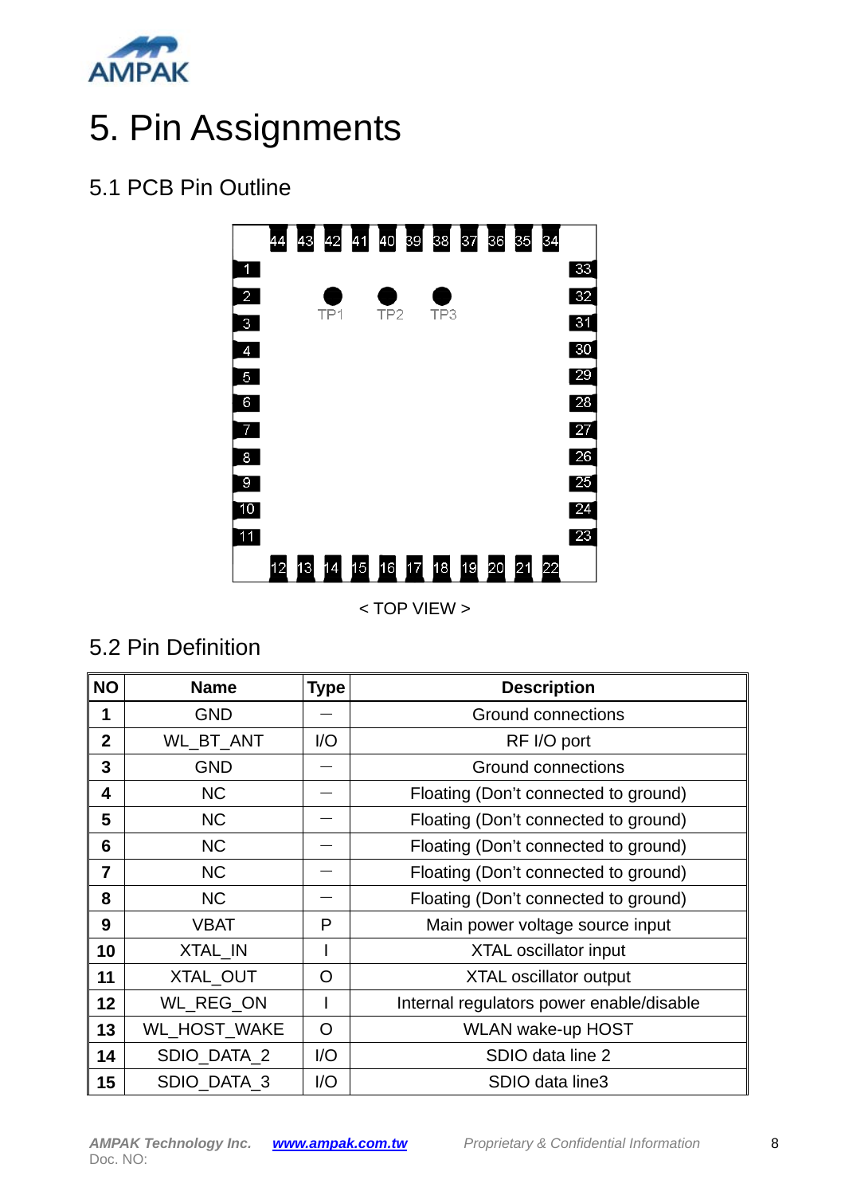# 5. Pin Assignments

## 5.1 PCB Pin Outline

< TOP VIEW >

## 5.2 Pin Definition

| NO | Name | Type | Description |
|---|---|---|---|
| 1 | GND | — | Ground connections |
| 2 | WL_BT_ANT | I/O | RF I/O port |
| 3 | GND | — | Ground connections |
| 4 | NC | — | Floating (Don't connected to ground) |
| 5 | NC | — | Floating (Don't connected to ground) |
| 6 | NC | — | Floating (Don't connected to ground) |
| 7 | NC | — | Floating (Don't connected to ground) |
| 8 | NC | — | Floating (Don't connected to ground) |
| 9 | VBAT | P | Main power voltage source input |
| 10 | XTAL_IN | I | XTAL oscillator input |
| 11 | XTAL_OUT | O | XTAL oscillator output |
| 12 | WL_REG_ON | I | Internal regulators power enable/disable |
| 13 | WL_HOST_WAKE | O | WLAN wake-up HOST |
| 14 | SDIO_DATA_2 | I/O | SDIO data line 2 |
| 15 | SDIO_DATA_3 | I/O | SDIO data line3 |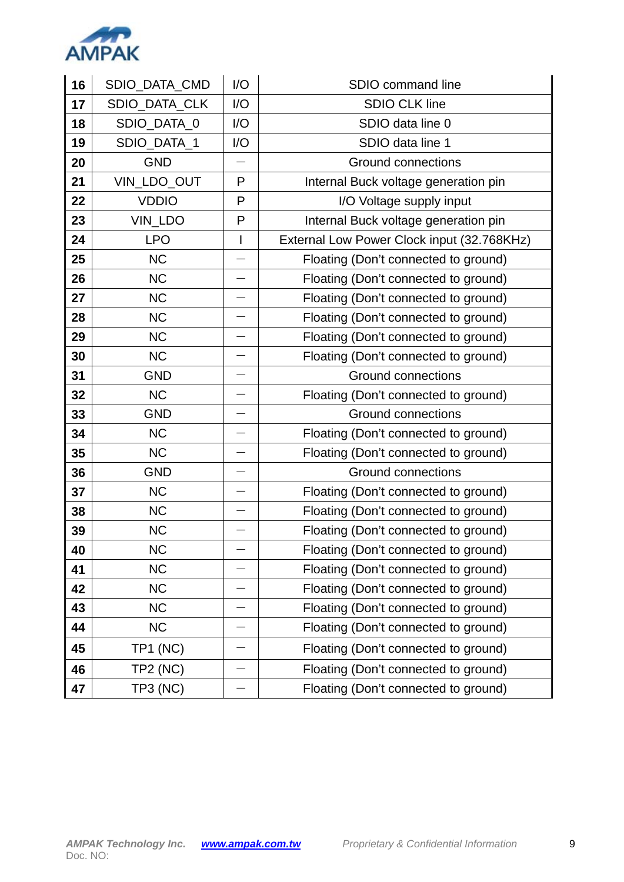| 16 | SDIO_DATA_CMD | I/O | SDIO command line |
|---|---|---|---|
| 17 | SDIO_DATA_CLK | I/O | SDIO CLK line |
| 18 | SDIO_DATA_0 | I/O | SDIO data line 0 |
| 19 | SDIO_DATA_1 | I/O | SDIO data line 1 |
| 20 | GND | — | Ground connections |
| 21 | VIN_LDO_OUT | P | Internal Buck voltage generation pin |
| 22 | VDDIO | P | I/O Voltage supply input |
| 23 | VIN_LDO | P | Internal Buck voltage generation pin |
| 24 | LPO | I | External Low Power Clock input (32.768KHz) |
| 25 | NC | — | Floating (Don't connected to ground) |
| 26 | NC | — | Floating (Don't connected to ground) |
| 27 | NC | — | Floating (Don't connected to ground) |
| 28 | NC | — | Floating (Don't connected to ground) |
| 29 | NC | — | Floating (Don't connected to ground) |
| 30 | NC | — | Floating (Don't connected to ground) |
| 31 | GND | — | Ground connections |
| 32 | NC | — | Floating (Don't connected to ground) |
| 33 | GND | — | Ground connections |
| 34 | NC | — | Floating (Don't connected to ground) |
| 35 | NC | — | Floating (Don't connected to ground) |
| 36 | GND | — | Ground connections |
| 37 | NC | — | Floating (Don't connected to ground) |
| 38 | NC | — | Floating (Don't connected to ground) |
| 39 | NC | — | Floating (Don't connected to ground) |
| 40 | NC | — | Floating (Don't connected to ground) |
| 41 | NC | — | Floating (Don't connected to ground) |
| 42 | NC | — | Floating (Don't connected to ground) |
| 43 | NC | — | Floating (Don't connected to ground) |
| 44 | NC | — | Floating (Don't connected to ground) |
| 45 | TP1 (NC) | — | Floating (Don't connected to ground) |
| 46 | TP2 (NC) | — | Floating (Don't connected to ground) |
| 47 | TP3 (NC) | — | Floating (Don't connected to ground) |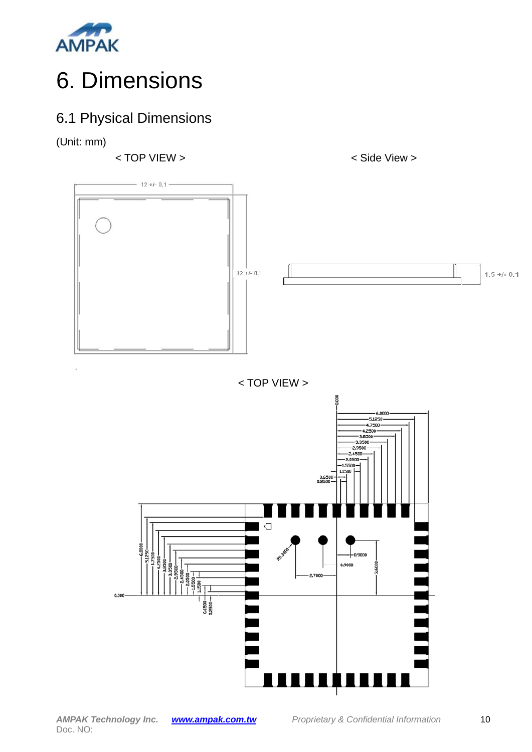# 6. Dimensions

## 6.1 Physical Dimensions

(Unit: mm)

< TOP VIEW >

< Side View >

12 +/- 0.1

12 +/- 0.1

1.5 +/- 0.1

< TOP VIEW >

0.000

6.0000
5.1250
4.7500
4.2500
3.8500
3.3500
2.9500
2.4500
2.0500
1.5500
1.1500
0.6500
0.2500

0.000

6.0000
5.1250
4.7500
4.2500
3.8500
3.3500
2.9500
2.4500
2.0500
1.5500
1.1500
0.6500
0.2500

R0.3000
2.7000
0.9000
0.2000
3.6000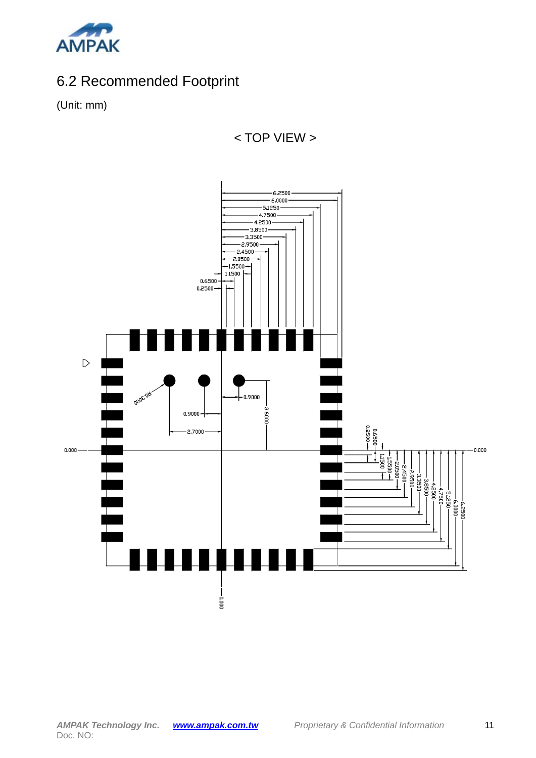## 6.2 Recommended Footprint

(Unit: mm)

< TOP VIEW >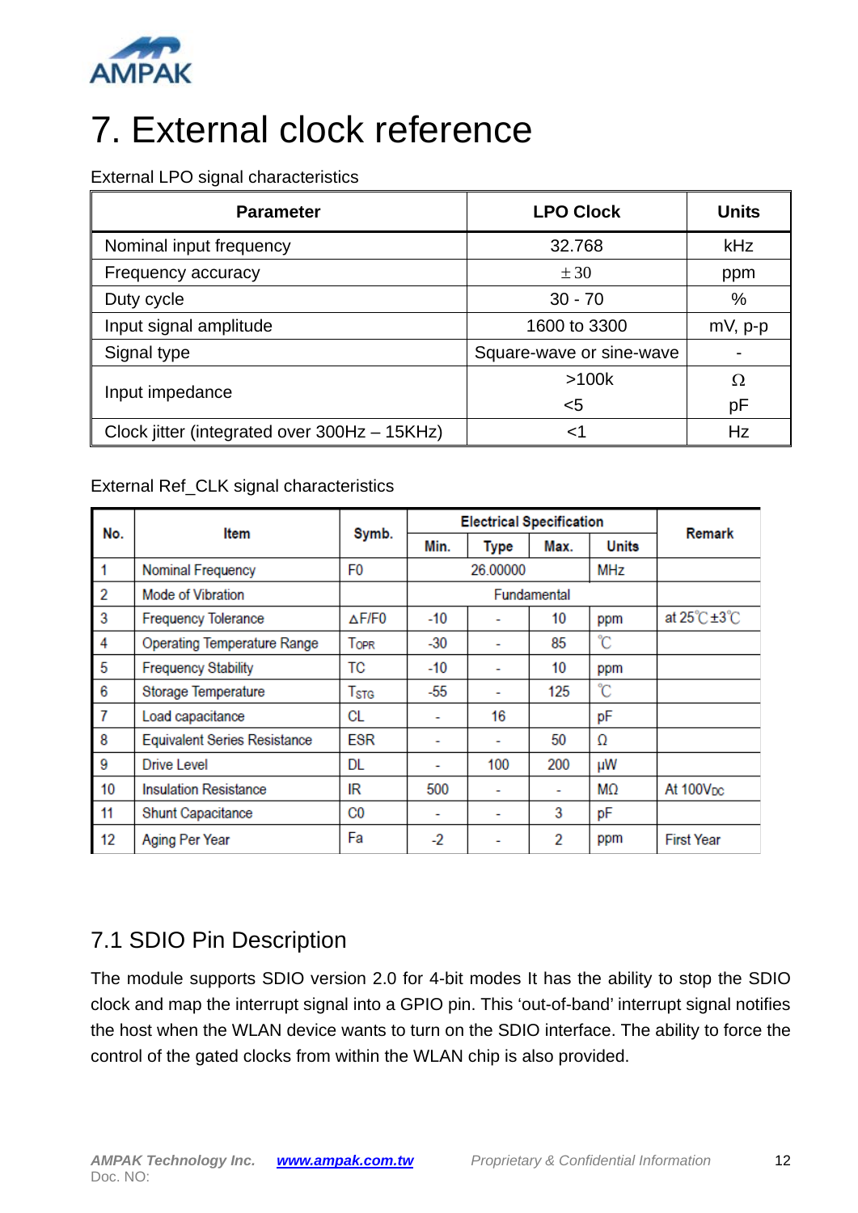# 7. External clock reference

External LPO signal characteristics

| Parameter | LPO Clock | Units |
|---|---|---|
| Nominal input frequency | 32.768 | kHz |
| Frequency accuracy | ±30 | ppm |
| Duty cycle | 30 - 70 | % |
| Input signal amplitude | 1600 to 3300 | mV, p-p |
| Signal type | Square-wave or sine-wave | - |
| Input impedance | >100k<br><5 | Ω<br>pF |
| Clock jitter (integrated over 300Hz – 15KHz) | <1 | Hz |

External Ref_CLK signal characteristics

| No. | Item | Symb. | Electrical Specification | | | | Remark |
|---|---|---|---|---|---|---|---|
| | | | Min. | Type | Max. | Units | |
| 1 | Nominal Frequency | F0 | | 26.00000 | | MHz | |
| 2 | Mode of Vibration | | | Fundamental | | | |
| 3 | Frequency Tolerance | ΔF/F0 | -10 | - | 10 | ppm | at 25℃±3℃ |
| 4 | Operating Temperature Range | $T_{OPR}$ | -30 | - | 85 | ℃ | |
| 5 | Frequency Stability | TC | -10 | - | 10 | ppm | |
| 6 | Storage Temperature | $T_{STG}$ | -55 | - | 125 | ℃ | |
| 7 | Load capacitance | CL | - | 16 | | pF | |
| 8 | Equivalent Series Resistance | ESR | - | - | 50 | Ω | |
| 9 | Drive Level | DL | - | 100 | 200 | μW | |
| 10 | Insulation Resistance | IR | 500 | - | - | MΩ | At $100V_{DC}$ |
| 11 | Shunt Capacitance | C0 | - | - | 3 | pF | |
| 12 | Aging Per Year | Fa | -2 | - | 2 | ppm | First Year |

## 7.1 SDIO Pin Description

The module supports SDIO version 2.0 for 4-bit modes It has the ability to stop the SDIO clock and map the interrupt signal into a GPIO pin. This 'out-of-band' interrupt signal notifies the host when the WLAN device wants to turn on the SDIO interface. The ability to force the control of the gated clocks from within the WLAN chip is also provided.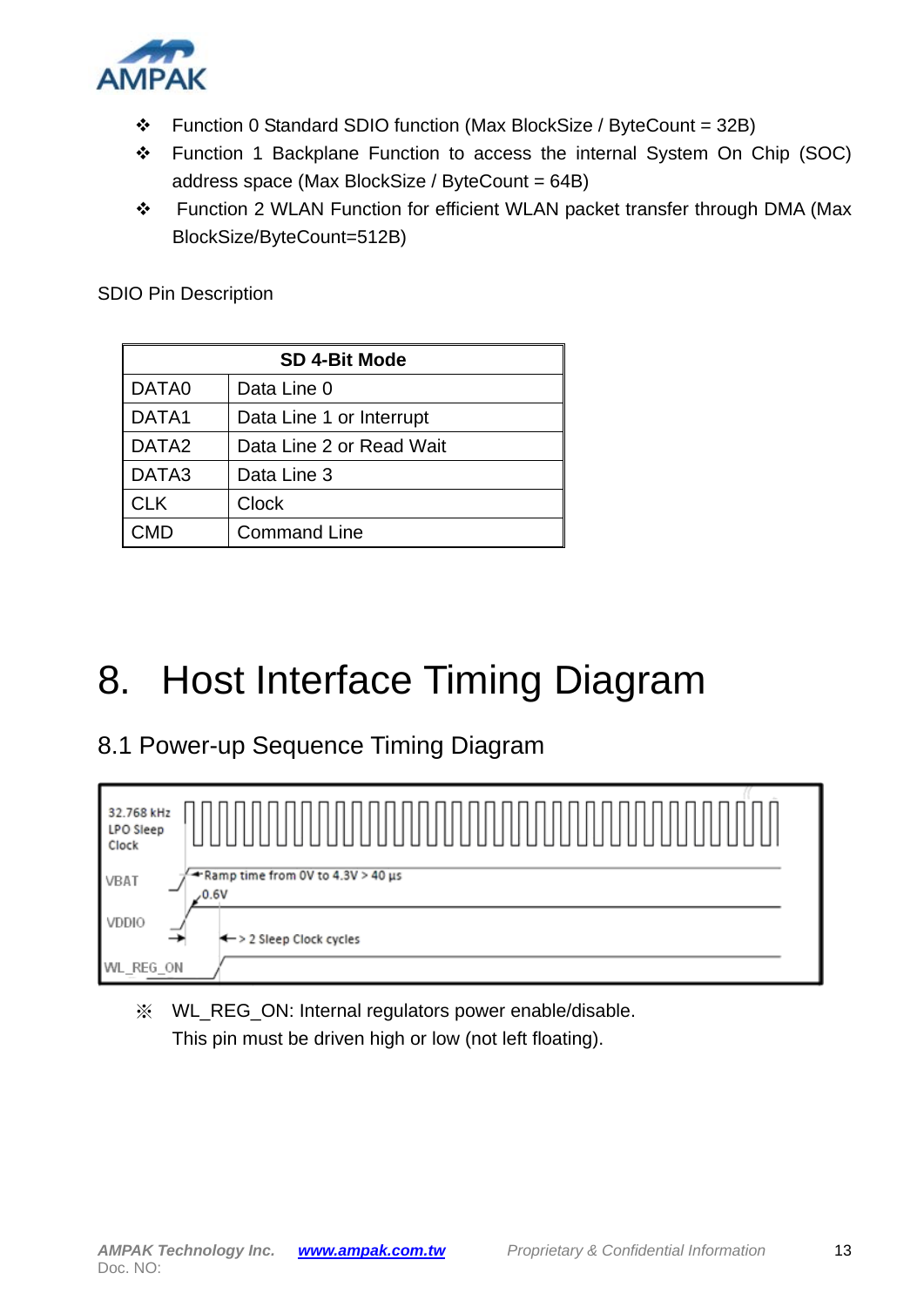- Function 0 Standard SDIO function (Max BlockSize / ByteCount = 32B)
- Function 1 Backplane Function to access the internal System On Chip (SOC) address space (Max BlockSize / ByteCount = 64B)
- Function 2 WLAN Function for efficient WLAN packet transfer through DMA (Max BlockSize/ByteCount=512B)

SDIO Pin Description

| SD 4-Bit Mode | |
|---|---|
| DATA0 | Data Line 0 |
| DATA1 | Data Line 1 or Interrupt |
| DATA2 | Data Line 2 or Read Wait |
| DATA3 | Data Line 3 |
| CLK | Clock |
| CMD | Command Line |

# 8. Host Interface Timing Diagram

## 8.1 Power-up Sequence Timing Diagram

32.768 kHz LPO Sleep Clock

VBAT — Ramp time from 0V to 4.3V > 40 µs — 0.6V

VDDIO — > 2 Sleep Clock cycles

WL_REG_ON

※ WL_REG_ON: Internal regulators power enable/disable.
This pin must be driven high or low (not left floating).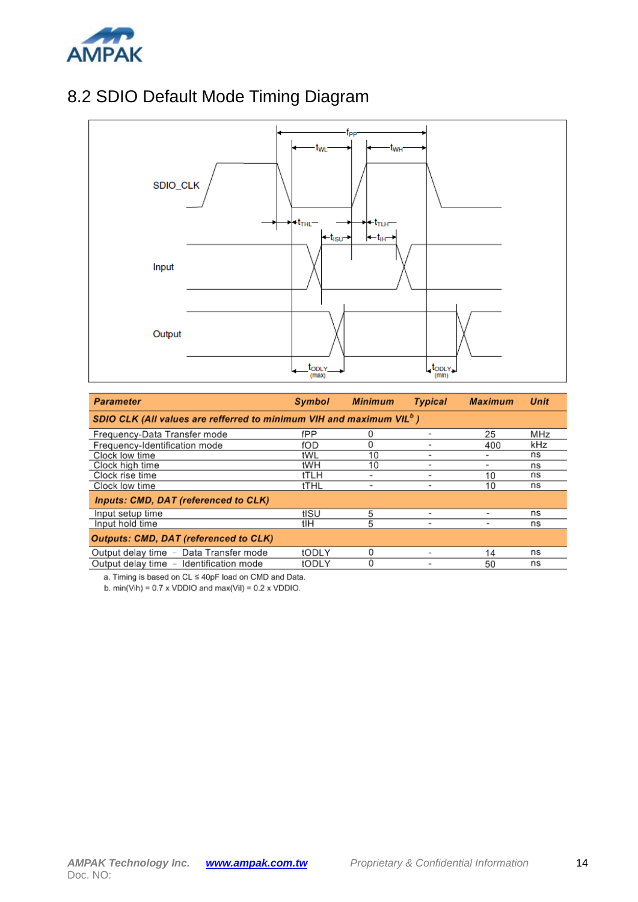## 8.2 SDIO Default Mode Timing Diagram

| Parameter | Symbol | Minimum | Typical | Maximum | Unit |
|---|---|---|---|---|---|
| ***SDIO CLK (All values are refferred to minimum VIH and maximum VIL[b])*** | | | | | |
| Frequency-Data Transfer mode | fPP | 0 | - | 25 | MHz |
| Frequency-Identification mode | fOD | 0 | - | 400 | kHz |
| Clock low time | tWL | 10 | - | - | ns |
| Clock high time | tWH | 10 | - | - | ns |
| Clock rise time | tTLH | - | - | 10 | ns |
| Clock low time | tTHL | - | - | 10 | ns |
| ***Inputs: CMD, DAT (referenced to CLK)*** | | | | | |
| Input setup time | tISU | 5 | - | - | ns |
| Input hold time | tIH | 5 | - | - | ns |
| ***Outputs: CMD, DAT (referenced to CLK)*** | | | | | |
| Output delay time – Data Transfer mode | tODLY | 0 | - | 14 | ns |
| Output delay time – Identification mode | tODLY | 0 | - | 50 | ns |

a. Timing is based on CL ≤ 40pF load on CMD and Data.

b. min(Vih) = 0.7 x VDDIO and max(Vil) = 0.2 x VDDIO.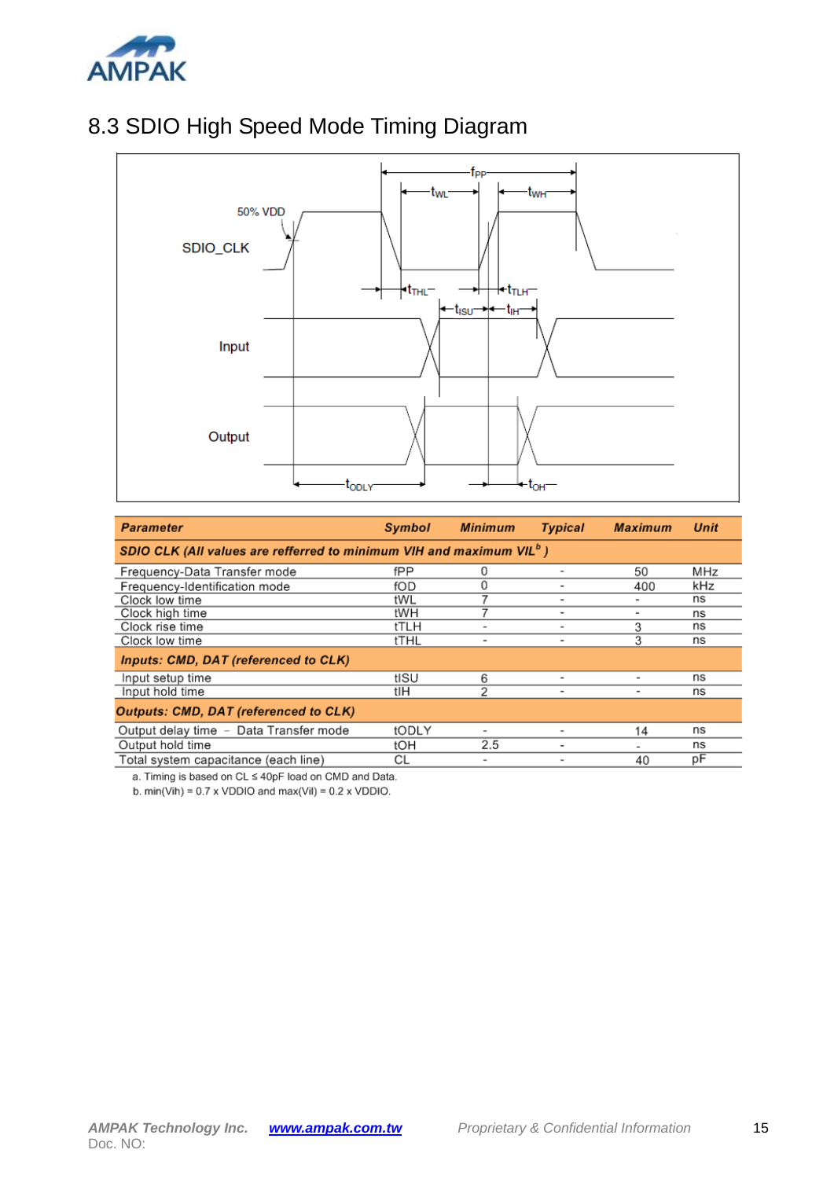# 8.3 SDIO High Speed Mode Timing Diagram

| Parameter | Symbol | Minimum | Typical | Maximum | Unit |
|---|---|---|---|---|---|
| ***SDIO CLK (All values are refferred to minimum VIH and maximum VIL[b] )*** | | | | | |
| Frequency-Data Transfer mode | fPP | 0 | - | 50 | MHz |
| Frequency-Identification mode | fOD | 0 | - | 400 | kHz |
| Clock low time | tWL | 7 | - | - | ns |
| Clock high time | tWH | 7 | - | - | ns |
| Clock rise time | tTLH | - | - | 3 | ns |
| Clock low time | tTHL | - | - | 3 | ns |
| ***Inputs: CMD, DAT (referenced to CLK)*** | | | | | |
| Input setup time | tISU | 6 | - | - | ns |
| Input hold time | tIH | 2 | - | - | ns |
| ***Outputs: CMD, DAT (referenced to CLK)*** | | | | | |
| Output delay time – Data Transfer mode | tODLY | - | - | 14 | ns |
| Output hold time | tOH | 2.5 | - | - | ns |
| Total system capacitance (each line) | CL | - | - | 40 | pF |

a. Timing is based on CL ≤ 40pF load on CMD and Data.

b. min(Vih) = 0.7 x VDDIO and max(Vil) = 0.2 x VDDIO.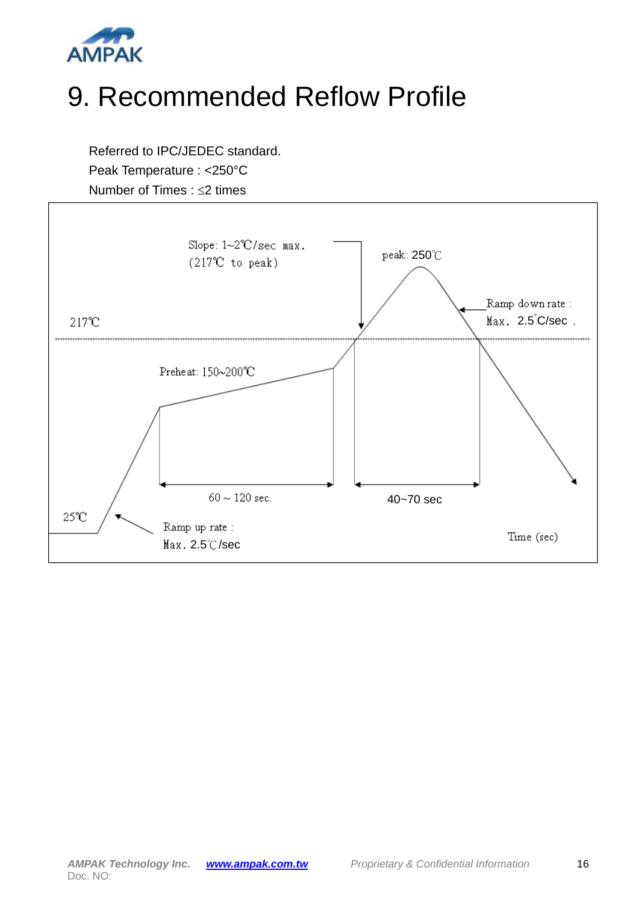# 9. Recommended Reflow Profile

Referred to IPC/JEDEC standard.

Peak Temperature : <250°C

Number of Times : ≤2 times

Slope: 1~2℃/sec max.
(217℃ to peak)

peak: 250℃

Ramp down rate :
Max. 2.5°C/sec .

217℃

Preheat: 150~200℃

60 ~ 120 sec.

40~70 sec

25℃

Ramp up rate :
Max. 2.5℃/sec

Time (sec)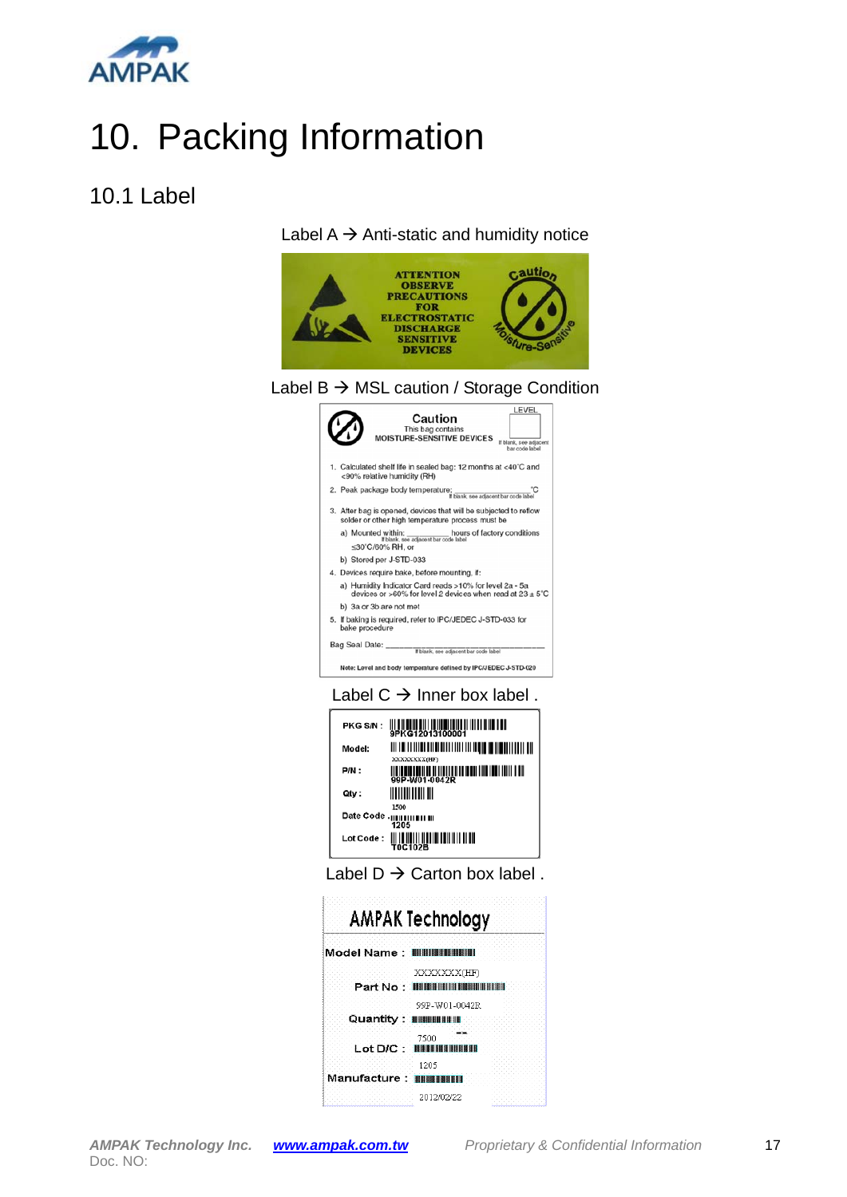# 10. Packing Information

## 10.1 Label

Label A → Anti-static and humidity notice

ATTENTION
OBSERVE
PRECAUTIONS
FOR
ELECTROSTATIC
DISCHARGE
SENSITIVE
DEVICES

Caution
Moisture-Sensitive

Label B → MSL caution / Storage Condition

Caution
This bag contains
MOISTURE-SENSITIVE DEVICES

LEVEL
If blank, see adjacent bar code label

1. Calculated shelf life in sealed bag: 12 months at <40°C and <90% relative humidity (RH)
2. Peak package body temperature: ____________ °C
   If blank, see adjacent bar code label
3. After bag is opened, devices that will be subjected to reflow solder or other high temperature process must be
   a) Mounted within: __________ hours of factory conditions
   If blank, see adjacent bar code label
   ≤30°C/60% RH, or
   b) Stored per J-STD-033
4. Devices require bake, before mounting, if:
   a) Humidity Indicator Card reads >10% for level 2a - 5a devices or >60% for level 2 devices when read at 23 ± 5°C
   b) 3a or 3b are not met
5. If baking is required, refer to IPC/JEDEC J-STD-033 for bake procedure

Bag Seal Date: ____________________
If blank, see adjacent bar code label

Note: Level and body temperature defined by IPC/JEDEC J-STD-020

Label C → Inner box label .

PKG S/N : 9PKG12013100001

Model: XXXXXXXX(HF)

P/N : 99P-W01-0042R

Qty : 1500

Date Code : 1205

Lot Code : T0C102B

Label D → Carton box label .

AMPAK Technology

Model Name : XXXXXXX(HF)

Part No : 99P-W01-0042R

Quantity : 7500

Lot D/C : 1205

Manufacture : 2012/02/22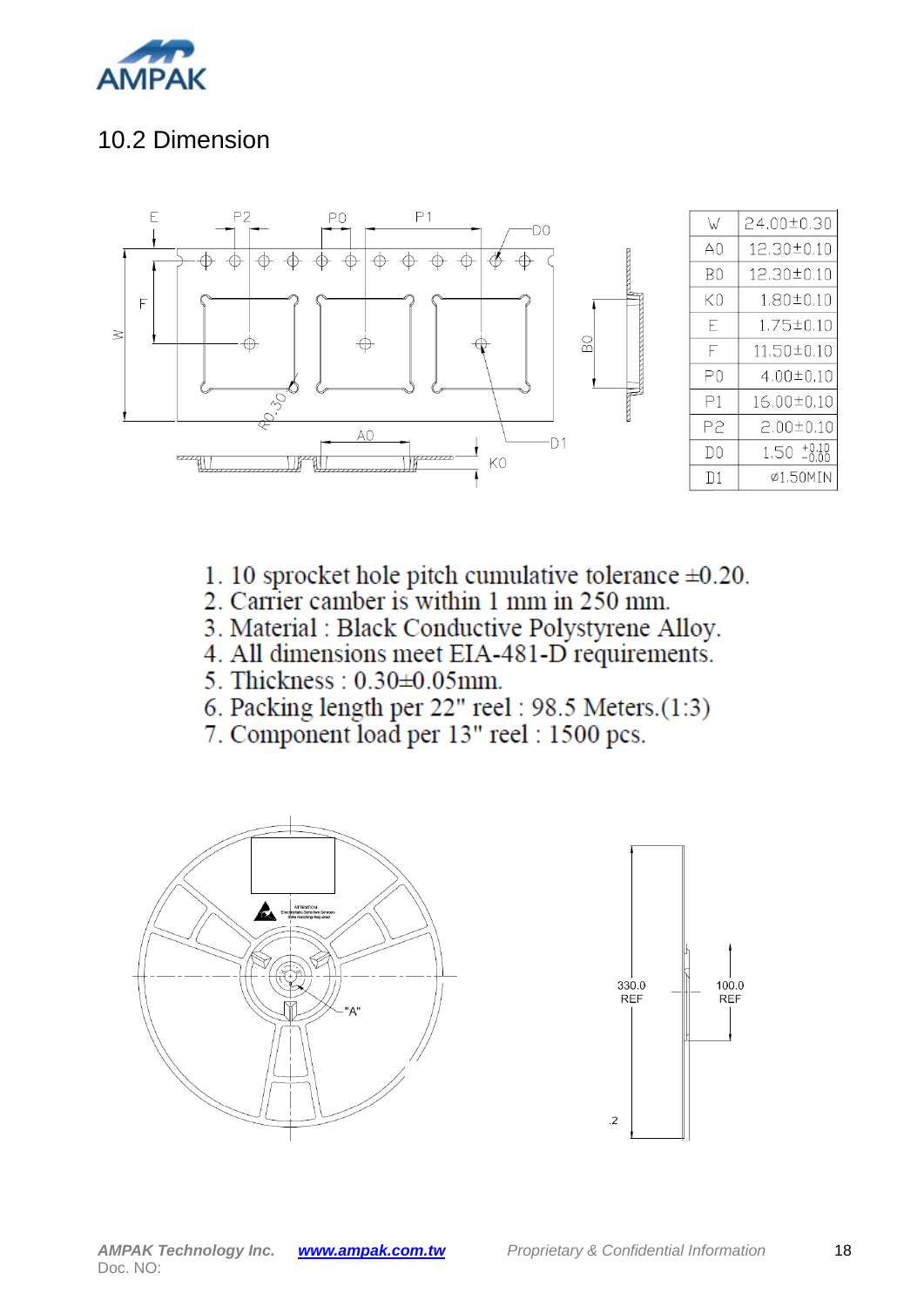## 10.2 Dimension

| W | 24.00±0.30 |
|---|---|
| A0 | 12.30±0.10 |
| B0 | 12.30±0.10 |
| K0 | 1.80±0.10 |
| E | 1.75±0.10 |
| F | 11.50±0.10 |
| P0 | 4.00±0.10 |
| P1 | 16.00±0.10 |
| P2 | 2.00±0.10 |
| D0 | 1.50 $^{+0.10}_{-0.00}$ |
| D1 | ⌀1.50MIN |

1. 10 sprocket hole pitch cumulative tolerance ±0.20.
2. Carrier camber is within 1 mm in 250 mm.
3. Material : Black Conductive Polystyrene Alloy.
4. All dimensions meet EIA-481-D requirements.
5. Thickness : 0.30±0.05mm.
6. Packing length per 22" reel : 98.5 Meters.(1:3)
7. Component load per 13" reel : 1500 pcs.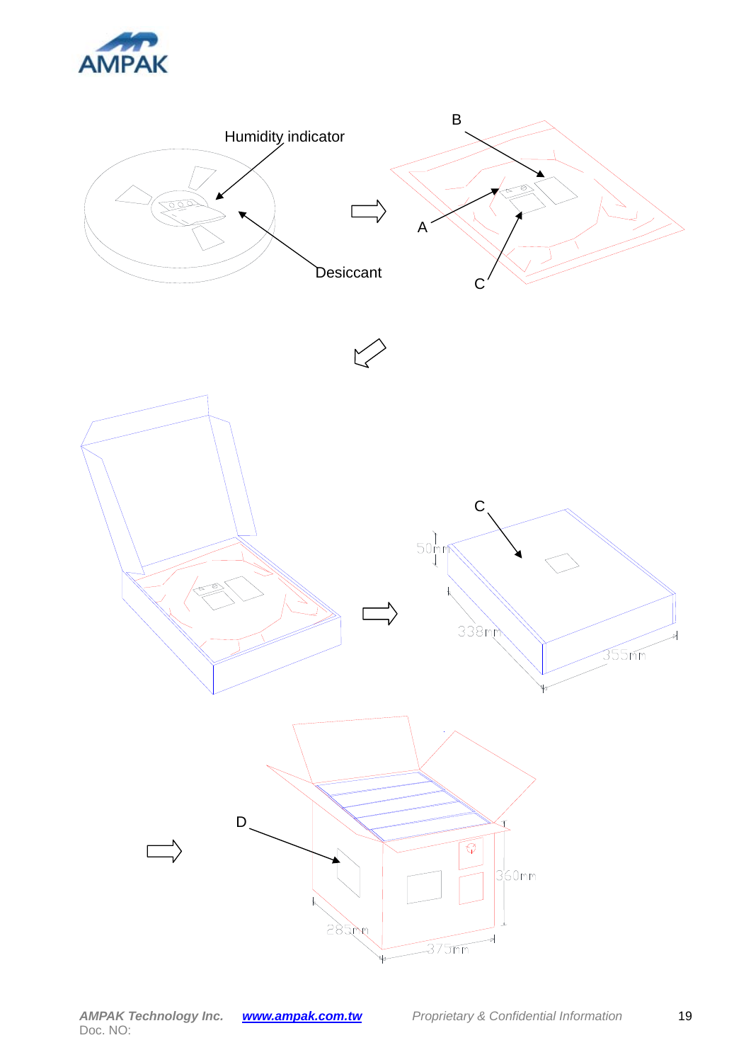Humidity indicator

Desiccant

B

A

C

C

50mm

338mm

355mm

D

360mm

285mm

375mm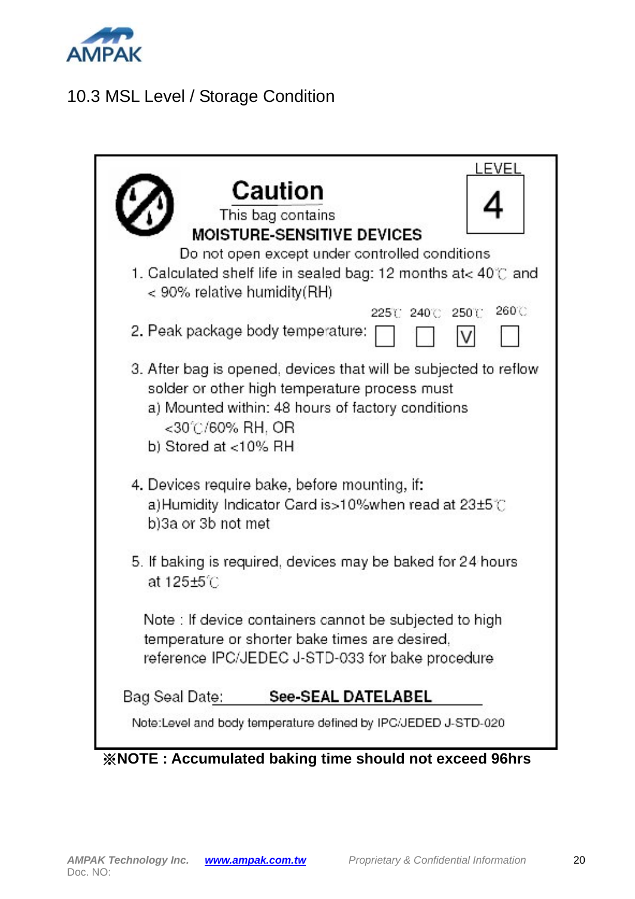## 10.3 MSL Level / Storage Condition

LEVEL

**4**

**Caution**

This bag contains

**MOISTURE-SENSITIVE DEVICES**

Do not open except under controlled conditions

1. Calculated shelf life in sealed bag: 12 months at< 40℃ and < 90% relative humidity(RH)

2. Peak package body temperature:

| 225℃ | 240℃ | 250℃ | 260℃ |
|---|---|---|---|
| ☐ | ☐ | V | ☐ |

3. After bag is opened, devices that will be subjected to reflow solder or other high temperature process must
   a) Mounted within: 48 hours of factory conditions <30℃/60% RH, OR
   b) Stored at <10% RH

4. Devices require bake, before mounting, if:
   a)Humidity Indicator Card is>10%when read at 23±5℃
   b)3a or 3b not met

5. If baking is required, devices may be baked for 24 hours at 125±5℃

Note : If device containers cannot be subjected to high temperature or shorter bake times are desired, reference IPC/JEDEC J-STD-033 for bake procedure

Bag Seal Date: **See-SEAL DATELABEL**

Note:Level and body temperature defined by IPC/JEDED J-STD-020

**※NOTE : Accumulated baking time should not exceed 96hrs**